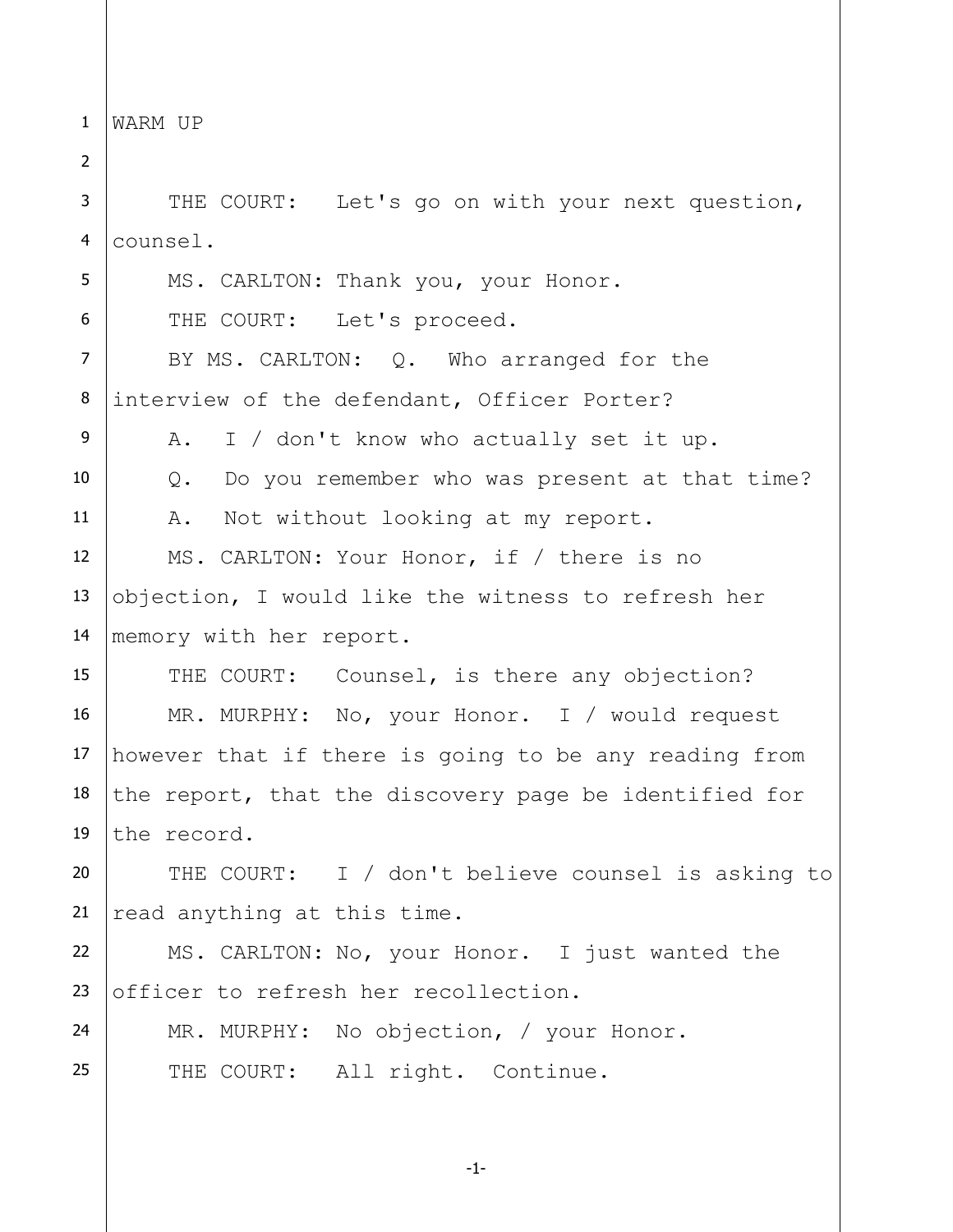WARM UP

THE COURT: Let's go on with your next question, counsel.

MS. CARLTON: Thank you, your Honor.

THE COURT: Let's proceed.

BY MS. CARLTON: Q. Who arranged for the interview of the defendant, Officer Porter?

A. I / don't know who actually set it up.

Q. Do you remember who was present at that time?

A. Not without looking at my report.

MS. CARLTON: Your Honor, if / there is no objection, I would like the witness to refresh her memory with her report.

THE COURT: Counsel, is there any objection?

MR. MURPHY: No, your Honor. I / would request however that if there is going to be any reading from the report, that the discovery page be identified for the record.

THE COURT: I / don't believe counsel is asking to read anything at this time.

MS. CARLTON: No, your Honor. I just wanted the officer to refresh her recollection.

MR. MURPHY: No objection, / your Honor.

THE COURT: All right. Continue.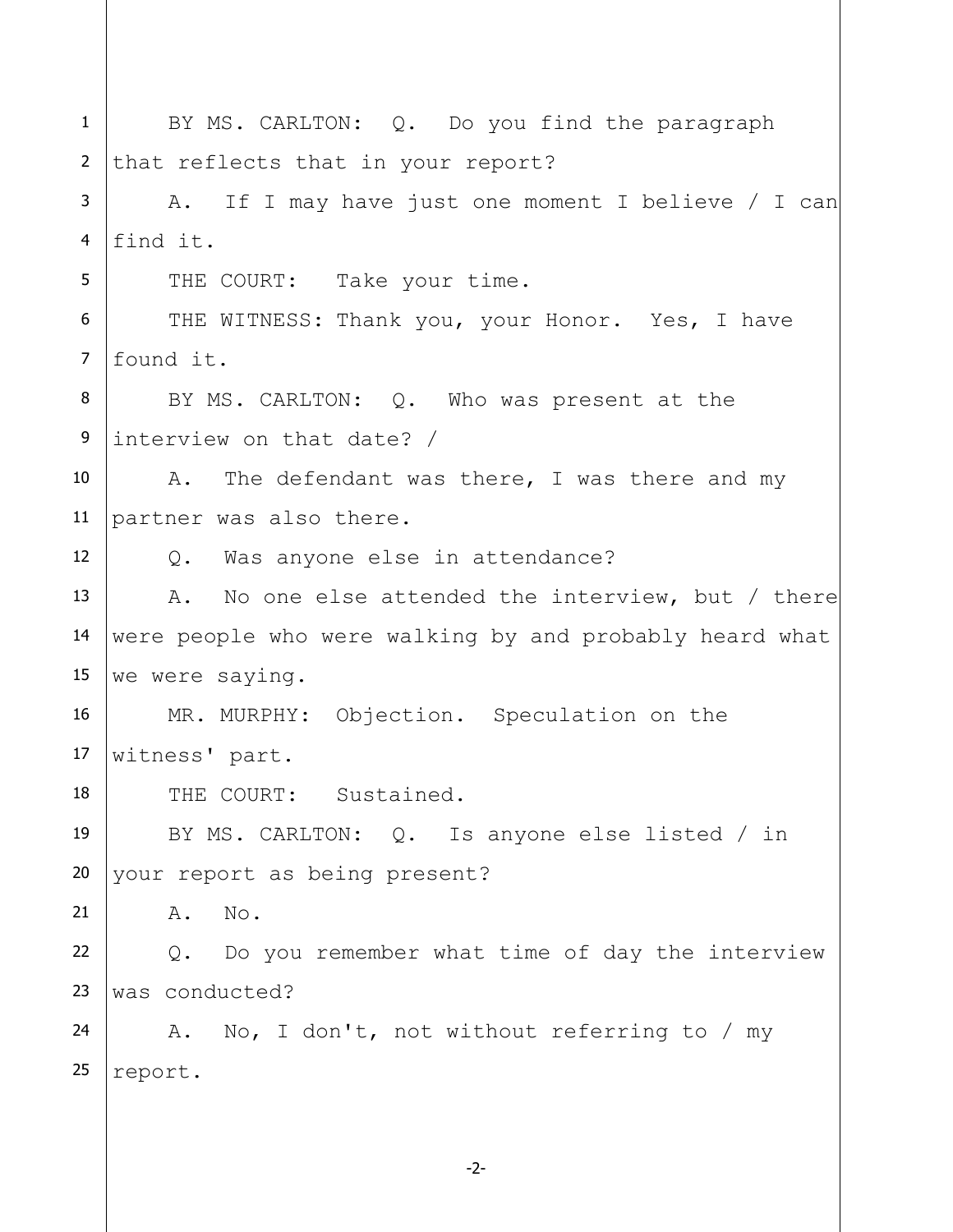BY MS. CARLTON: Q. Do you find the paragraph that reflects that in your report?

A. If I may have just one moment I believe / I can find it.

THE COURT: Take your time.

THE WITNESS: Thank you, your Honor. Yes, I have found it.

BY MS. CARLTON: Q. Who was present at the interview on that date? /

A. The defendant was there, I was there and my partner was also there.

Q. Was anyone else in attendance?

A. No one else attended the interview, but / there were people who were walking by and probably heard what we were saying.

MR. MURPHY: Objection. Speculation on the witness' part.

THE COURT: Sustained.

BY MS. CARLTON: Q. Is anyone else listed / in your report as being present?

A. No.

Q. Do you remember what time of day the interview was conducted?

A. No, I don't, not without referring to / my report.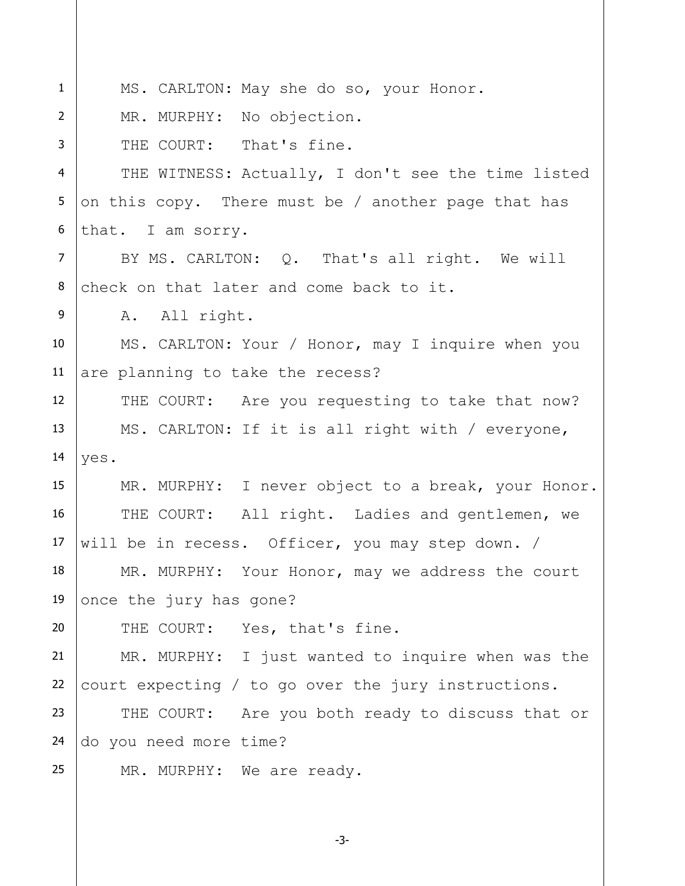MS. CARLTON: May she do so, your Honor.

MR. MURPHY: No objection.

THE COURT: That's fine.

THE WITNESS: Actually, I don't see the time listed on this copy. There must be / another page that has that. I am sorry.

BY MS. CARLTON: Q. That's all right. We will check on that later and come back to it.

A. All right.

MS. CARLTON: Your / Honor, may I inquire when you are planning to take the recess?

THE COURT: Are you requesting to take that now?

MS. CARLTON: If it is all right with / everyone, yes.

MR. MURPHY: I never object to a break, your Honor.

THE COURT: All right. Ladies and gentlemen, we will be in recess. Officer, you may step down. /

MR. MURPHY: Your Honor, may we address the court once the jury has gone?

THE COURT: Yes, that's fine.

MR. MURPHY: I just wanted to inquire when was the court expecting / to go over the jury instructions.

THE COURT: Are you both ready to discuss that or do you need more time?

MR. MURPHY: We are ready.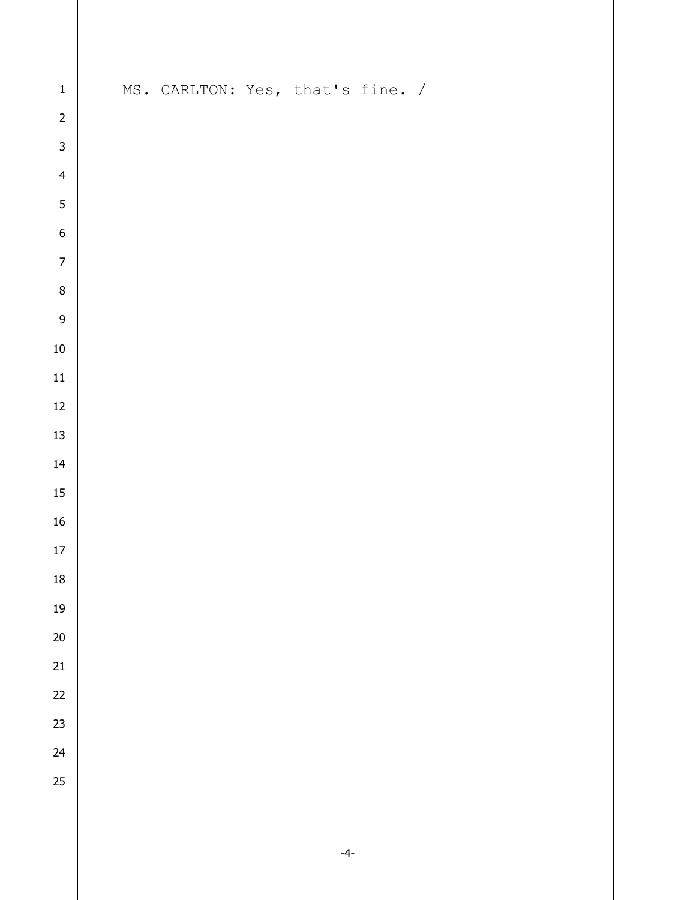MS. CARLTON: Yes, that's fine. /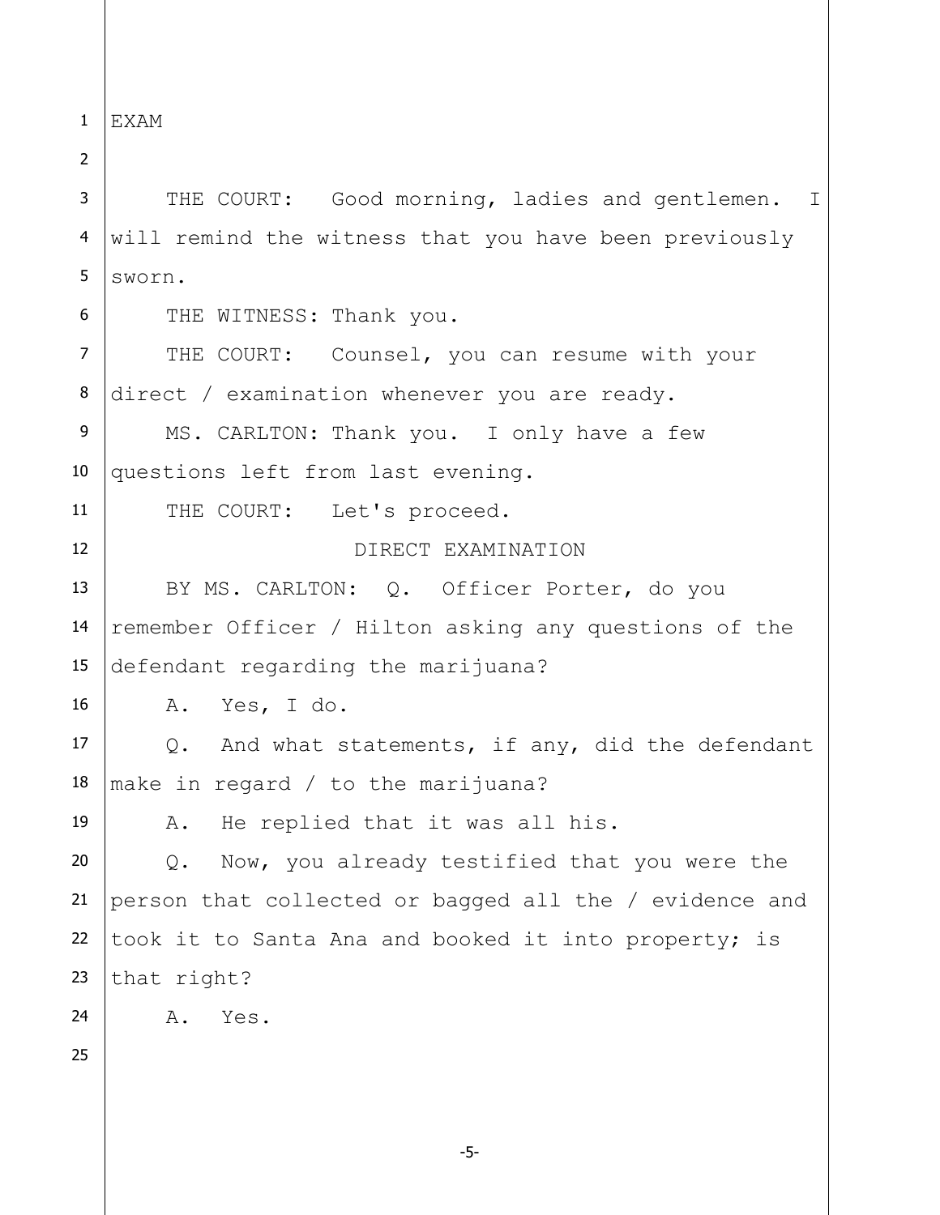EXAM

THE COURT: Good morning, ladies and gentlemen. I will remind the witness that you have been previously sworn.

THE WITNESS: Thank you.

THE COURT: Counsel, you can resume with your direct / examination whenever you are ready.

MS. CARLTON: Thank you. I only have a few questions left from last evening.

THE COURT: Let's proceed.

DIRECT EXAMINATION

BY MS. CARLTON: Q. Officer Porter, do you remember Officer / Hilton asking any questions of the defendant regarding the marijuana?

A. Yes, I do.

Q. And what statements, if any, did the defendant make in regard / to the marijuana?

A. He replied that it was all his.

Q. Now, you already testified that you were the person that collected or bagged all the / evidence and took it to Santa Ana and booked it into property; is that right?

A. Yes.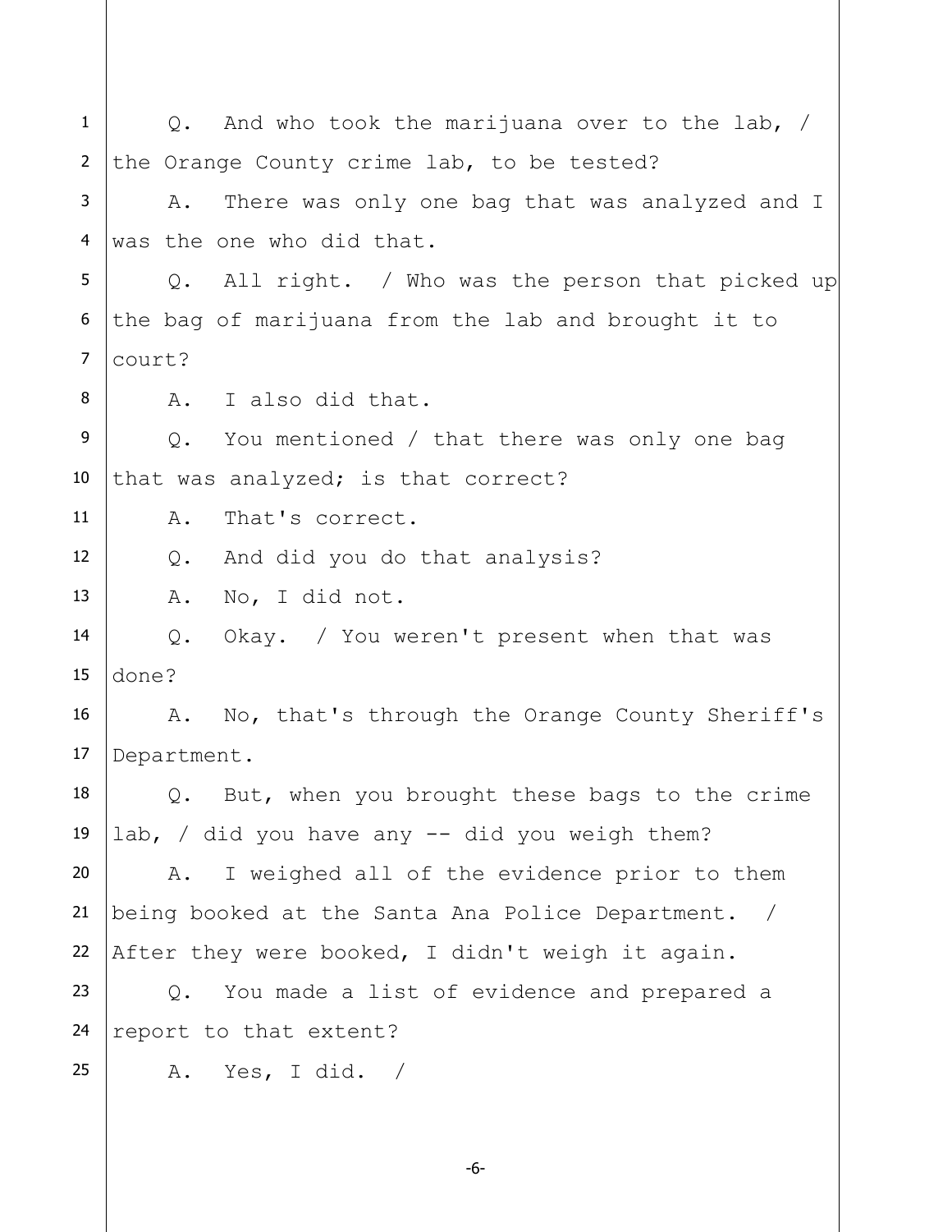Q. And who took the marijuana over to the lab, / the Orange County crime lab, to be tested?

A. There was only one bag that was analyzed and I was the one who did that.

Q. All right. / Who was the person that picked up the bag of marijuana from the lab and brought it to court?

A. I also did that.

Q. You mentioned / that there was only one bag that was analyzed; is that correct?

A. That's correct.

Q. And did you do that analysis?

A. No, I did not.

Q. Okay. / You weren't present when that was done?

A. No, that's through the Orange County Sheriff's Department.

Q. But, when you brought these bags to the crime lab, / did you have any -- did you weigh them?

A. I weighed all of the evidence prior to them being booked at the Santa Ana Police Department. / After they were booked, I didn't weigh it again.

Q. You made a list of evidence and prepared a report to that extent?

A. Yes, I did. /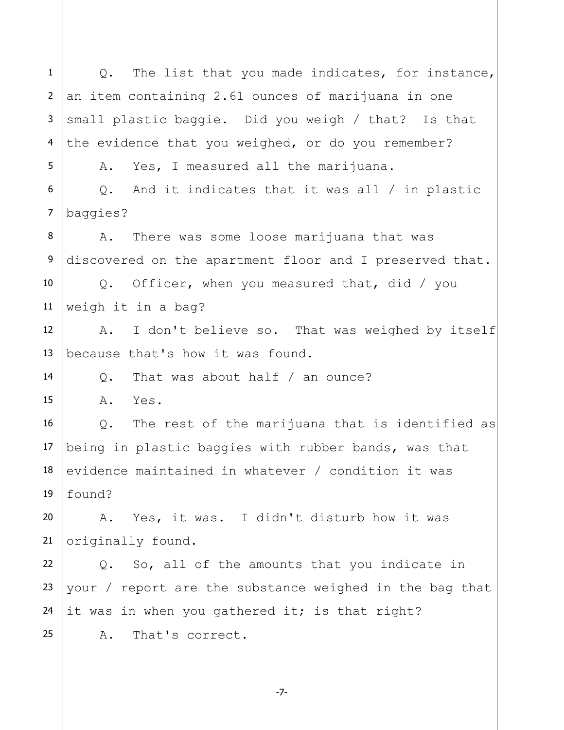Q. The list that you made indicates, for instance, an item containing 2.61 ounces of marijuana in one small plastic baggie. Did you weigh / that? Is that the evidence that you weighed, or do you remember?

A. Yes, I measured all the marijuana.

Q. And it indicates that it was all / in plastic baggies?

A. There was some loose marijuana that was discovered on the apartment floor and I preserved that.

Q. Officer, when you measured that, did / you weigh it in a bag?

A. I don't believe so. That was weighed by itself because that's how it was found.

Q. That was about half / an ounce?

A. Yes.

Q. The rest of the marijuana that is identified as being in plastic baggies with rubber bands, was that evidence maintained in whatever / condition it was found?

A. Yes, it was. I didn't disturb how it was originally found.

Q. So, all of the amounts that you indicate in your / report are the substance weighed in the bag that it was in when you gathered it; is that right?

A. That's correct.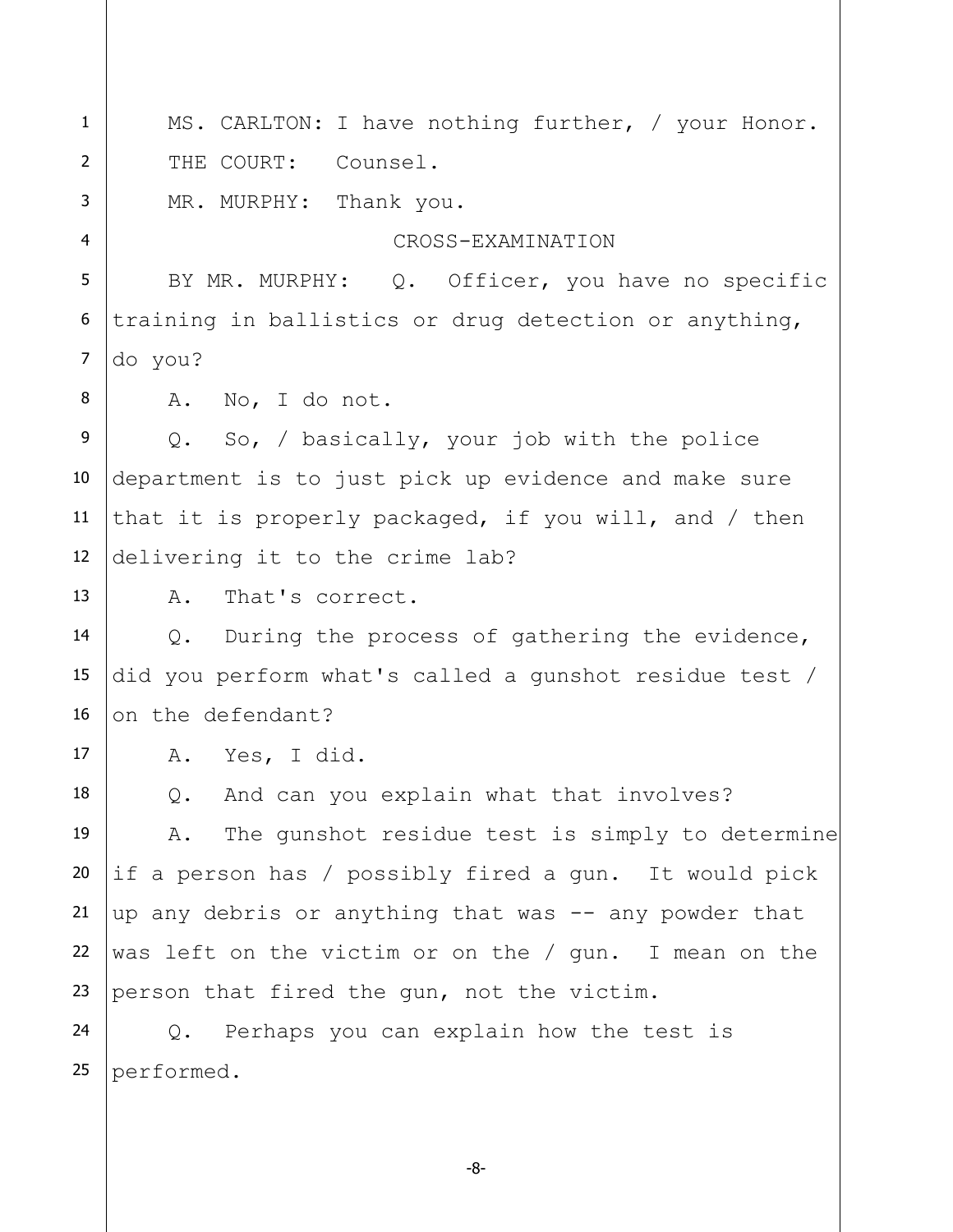MS. CARLTON: I have nothing further, / your Honor.

THE COURT: Counsel.

MR. MURPHY: Thank you.

CROSS-EXAMINATION

BY MR. MURPHY: Q. Officer, you have no specific training in ballistics or drug detection or anything, do you?

A. No, I do not.

Q. So, / basically, your job with the police department is to just pick up evidence and make sure that it is properly packaged, if you will, and / then delivering it to the crime lab?

A. That's correct.

Q. During the process of gathering the evidence, did you perform what's called a gunshot residue test / on the defendant?

A. Yes, I did.

Q. And can you explain what that involves?

A. The gunshot residue test is simply to determine if a person has / possibly fired a gun. It would pick up any debris or anything that was -- any powder that was left on the victim or on the / gun. I mean on the person that fired the gun, not the victim.

Q. Perhaps you can explain how the test is performed.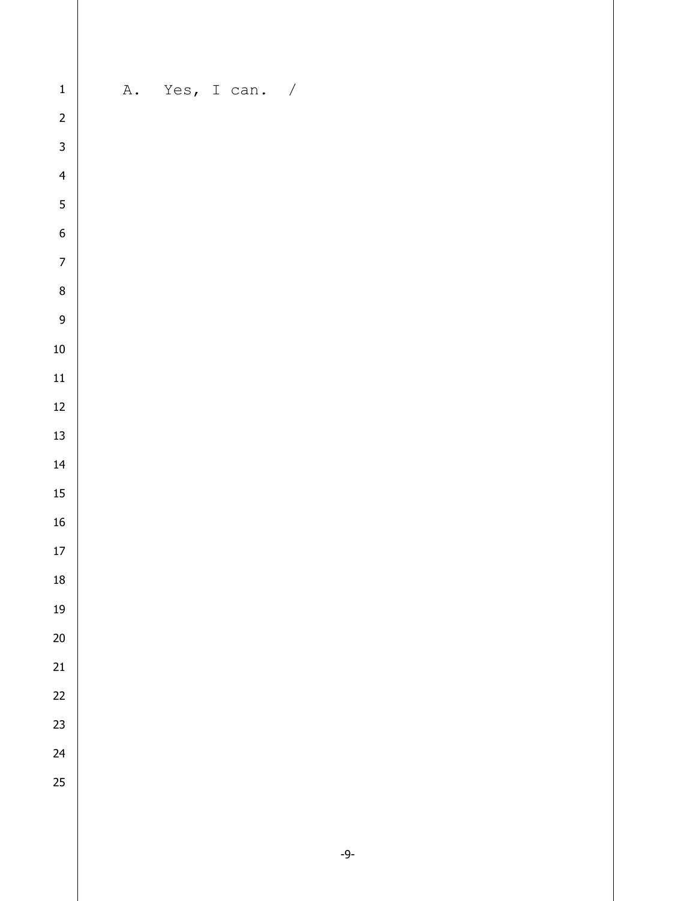A. Yes, I can. /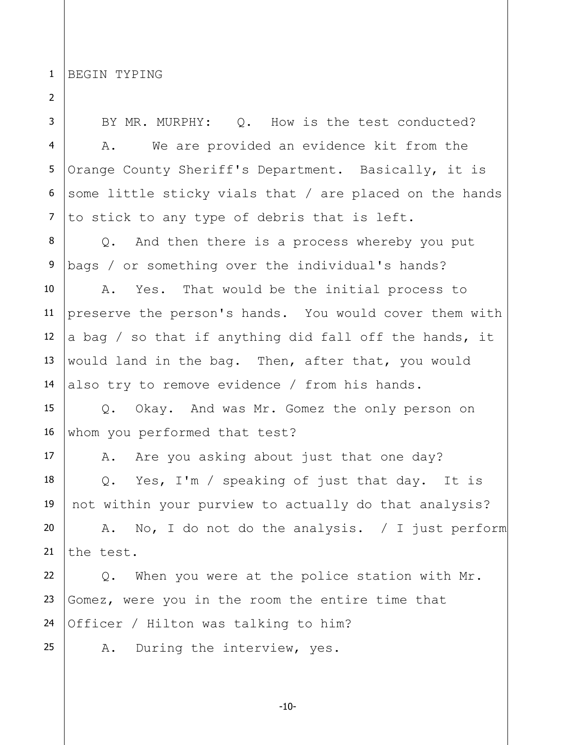BEGIN TYPING

BY MR. MURPHY: Q. How is the test conducted?

A. We are provided an evidence kit from the Orange County Sheriff's Department. Basically, it is some little sticky vials that / are placed on the hands to stick to any type of debris that is left.

Q. And then there is a process whereby you put bags / or something over the individual's hands?

A. Yes. That would be the initial process to preserve the person's hands. You would cover them with a bag / so that if anything did fall off the hands, it would land in the bag. Then, after that, you would also try to remove evidence / from his hands.

Q. Okay. And was Mr. Gomez the only person on whom you performed that test?

A. Are you asking about just that one day?

Q. Yes, I'm / speaking of just that day. It is not within your purview to actually do that analysis?

A. No, I do not do the analysis. / I just perform the test.

Q. When you were at the police station with Mr. Gomez, were you in the room the entire time that Officer / Hilton was talking to him?

A. During the interview, yes.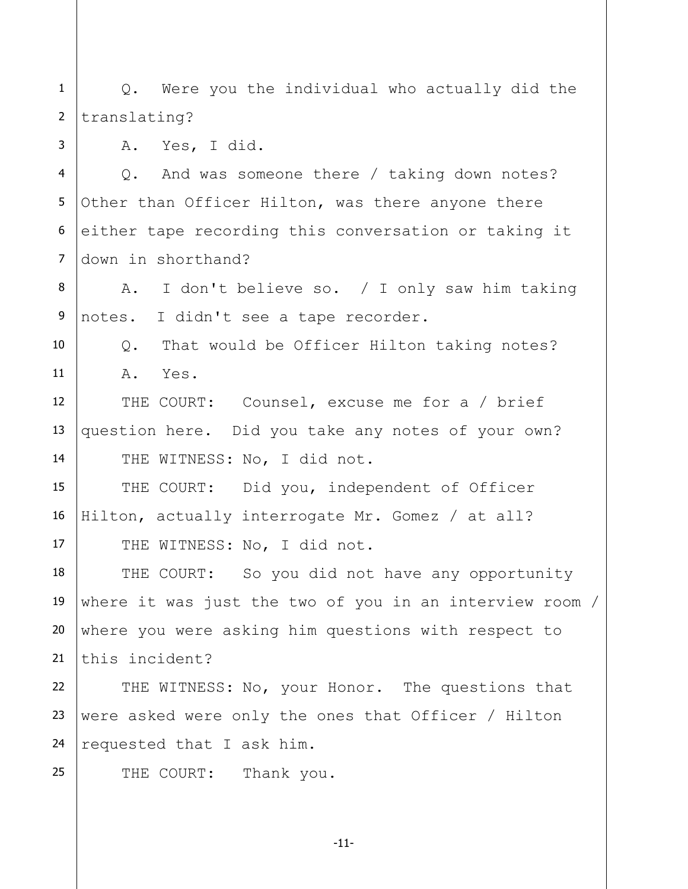Q. Were you the individual who actually did the translating?

A. Yes, I did.

Q. And was someone there / taking down notes? Other than Officer Hilton, was there anyone there either tape recording this conversation or taking it down in shorthand?

A. I don't believe so. / I only saw him taking notes. I didn't see a tape recorder.

Q. That would be Officer Hilton taking notes?

A. Yes.

THE COURT: Counsel, excuse me for a / brief question here. Did you take any notes of your own?

THE WITNESS: No, I did not.

THE COURT: Did you, independent of Officer Hilton, actually interrogate Mr. Gomez / at all?

THE WITNESS: No, I did not.

THE COURT: So you did not have any opportunity where it was just the two of you in an interview room / where you were asking him questions with respect to this incident?

THE WITNESS: No, your Honor. The questions that were asked were only the ones that Officer / Hilton requested that I ask him.

THE COURT: Thank you.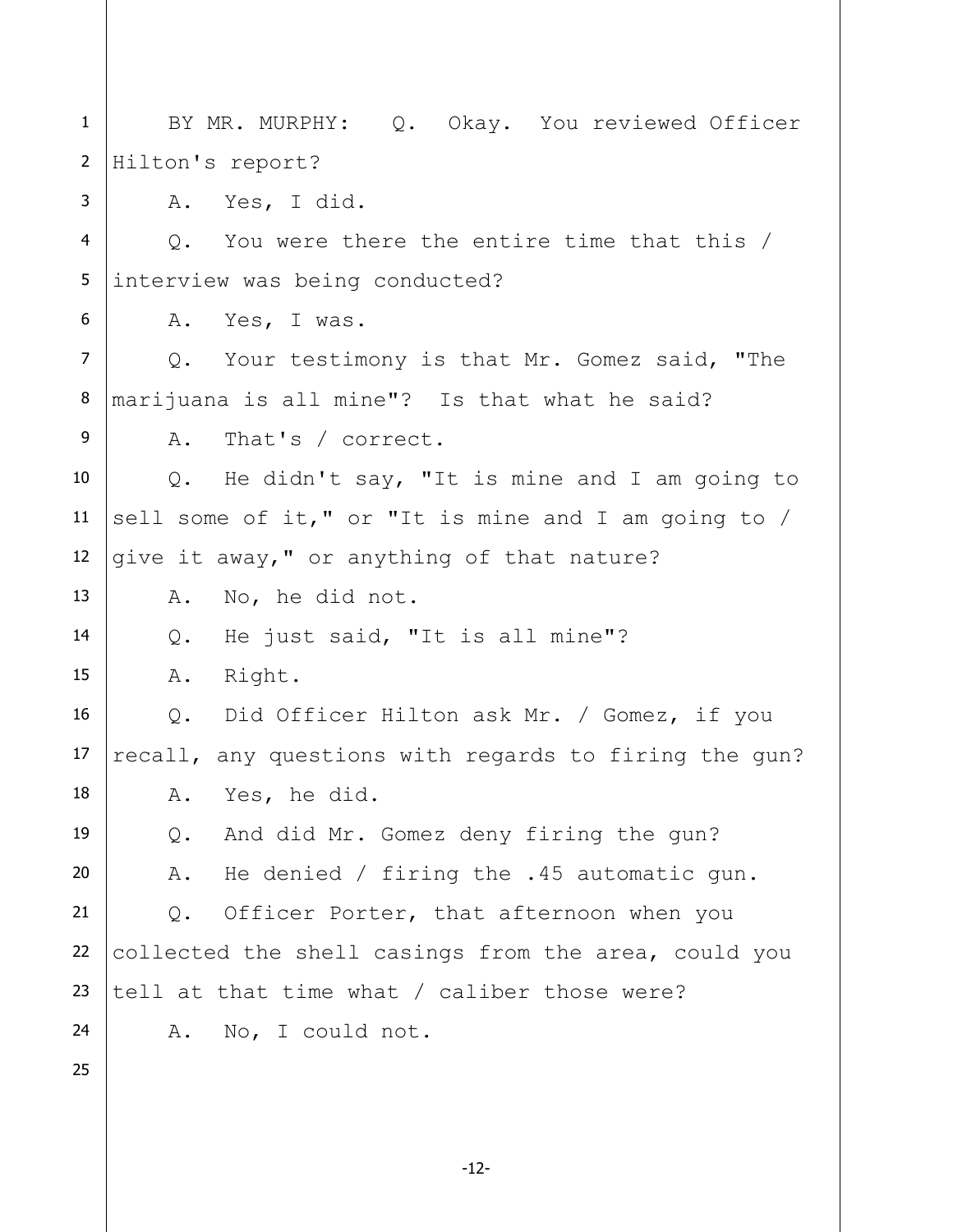BY MR. MURPHY:   Q.  Okay.  You reviewed Officer Hilton's report?

A.  Yes, I did.

Q.  You were there the entire time that this / interview was being conducted?

A.  Yes, I was.

Q.  Your testimony is that Mr. Gomez said, "The marijuana is all mine"?  Is that what he said?

A.  That's / correct.

Q.  He didn't say, "It is mine and I am going to sell some of it," or "It is mine and I am going to / give it away," or anything of that nature?

A.  No, he did not.

Q.  He just said, "It is all mine"?

A.  Right.

Q.  Did Officer Hilton ask Mr. / Gomez, if you recall, any questions with regards to firing the gun?

A.  Yes, he did.

Q.  And did Mr. Gomez deny firing the gun?

A.  He denied / firing the .45 automatic gun.

Q.  Officer Porter, that afternoon when you collected the shell casings from the area, could you tell at that time what / caliber those were?

A.  No, I could not.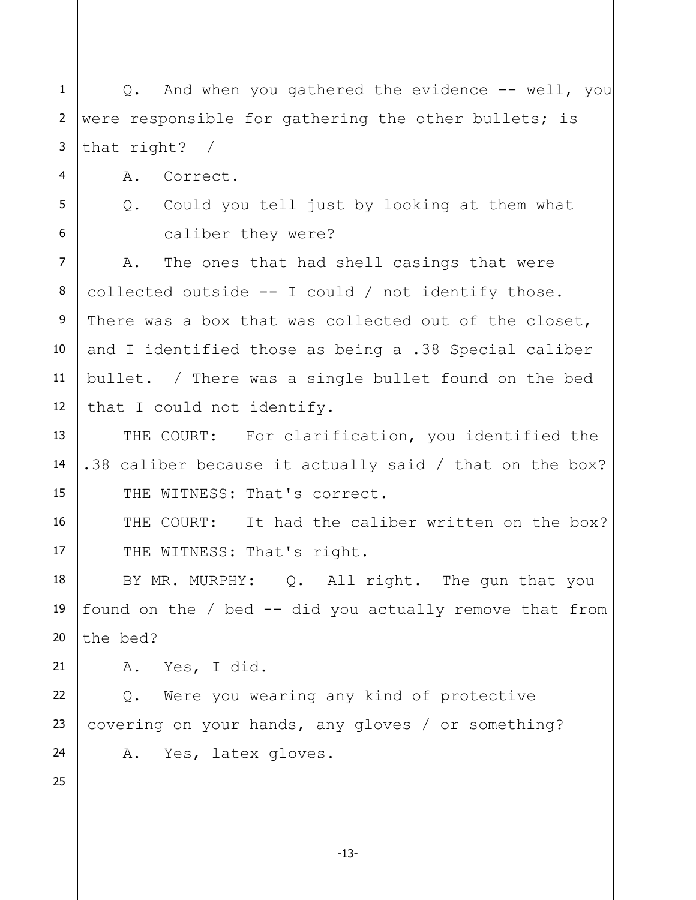Q. And when you gathered the evidence -- well, you were responsible for gathering the other bullets; is that right? /

A. Correct.

Q. Could you tell just by looking at them what caliber they were?

A. The ones that had shell casings that were collected outside -- I could / not identify those. There was a box that was collected out of the closet, and I identified those as being a .38 Special caliber bullet. / There was a single bullet found on the bed that I could not identify.

THE COURT: For clarification, you identified the .38 caliber because it actually said / that on the box?

THE WITNESS: That's correct.

THE COURT: It had the caliber written on the box?

THE WITNESS: That's right.

BY MR. MURPHY: Q. All right. The gun that you found on the / bed -- did you actually remove that from the bed?

A. Yes, I did.

Q. Were you wearing any kind of protective covering on your hands, any gloves / or something?

A. Yes, latex gloves.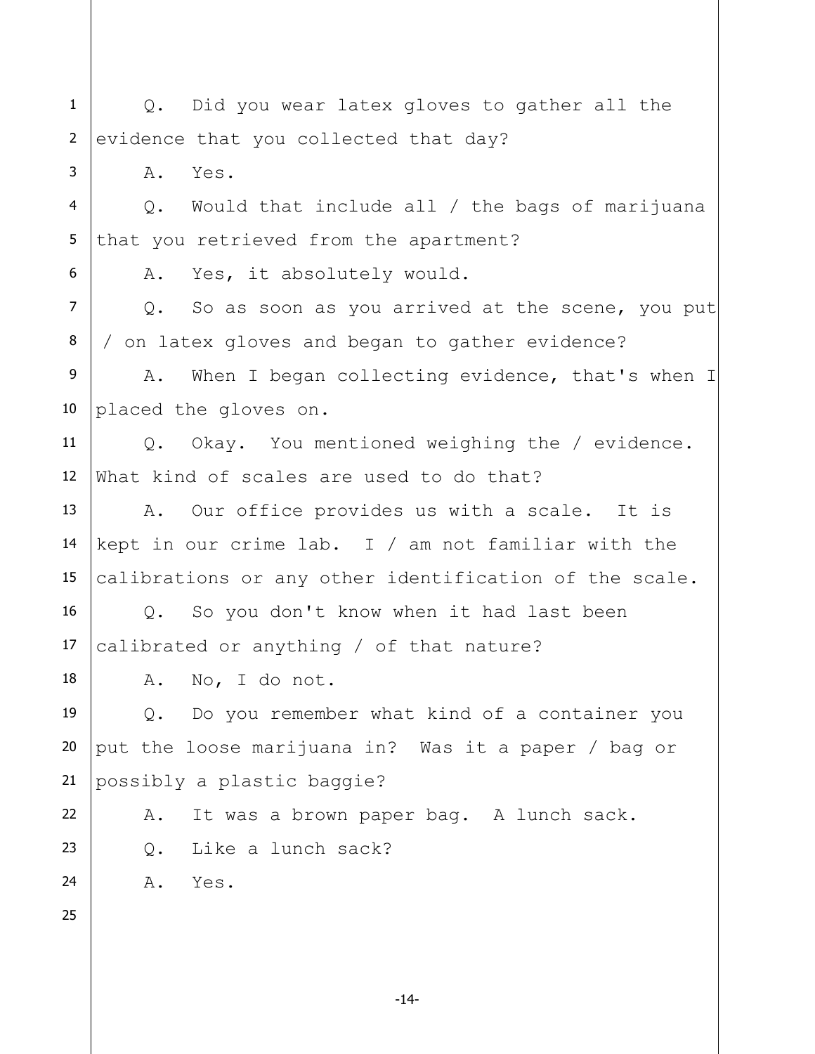Q. Did you wear latex gloves to gather all the evidence that you collected that day?

A. Yes.

Q. Would that include all / the bags of marijuana that you retrieved from the apartment?

A. Yes, it absolutely would.

Q. So as soon as you arrived at the scene, you put / on latex gloves and began to gather evidence?

A. When I began collecting evidence, that's when I placed the gloves on.

Q. Okay. You mentioned weighing the / evidence. What kind of scales are used to do that?

A. Our office provides us with a scale. It is kept in our crime lab. I / am not familiar with the calibrations or any other identification of the scale.

Q. So you don't know when it had last been calibrated or anything / of that nature?

A. No, I do not.

Q. Do you remember what kind of a container you put the loose marijuana in? Was it a paper / bag or possibly a plastic baggie?

A. It was a brown paper bag. A lunch sack.

Q. Like a lunch sack?

A. Yes.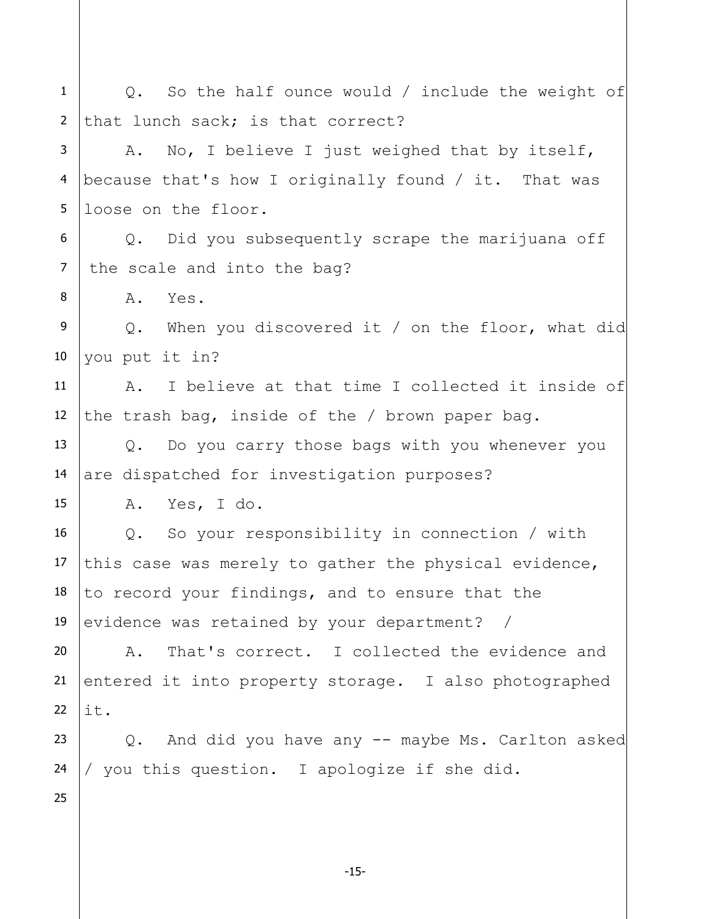Q. So the half ounce would / include the weight of that lunch sack; is that correct?

A. No, I believe I just weighed that by itself, because that's how I originally found / it. That was loose on the floor.

Q. Did you subsequently scrape the marijuana off the scale and into the bag?

A. Yes.

Q. When you discovered it / on the floor, what did you put it in?

A. I believe at that time I collected it inside of the trash bag, inside of the / brown paper bag.

Q. Do you carry those bags with you whenever you are dispatched for investigation purposes?

A. Yes, I do.

Q. So your responsibility in connection / with this case was merely to gather the physical evidence, to record your findings, and to ensure that the evidence was retained by your department? /

A. That's correct. I collected the evidence and entered it into property storage. I also photographed it.

Q. And did you have any -- maybe Ms. Carlton asked / you this question. I apologize if she did.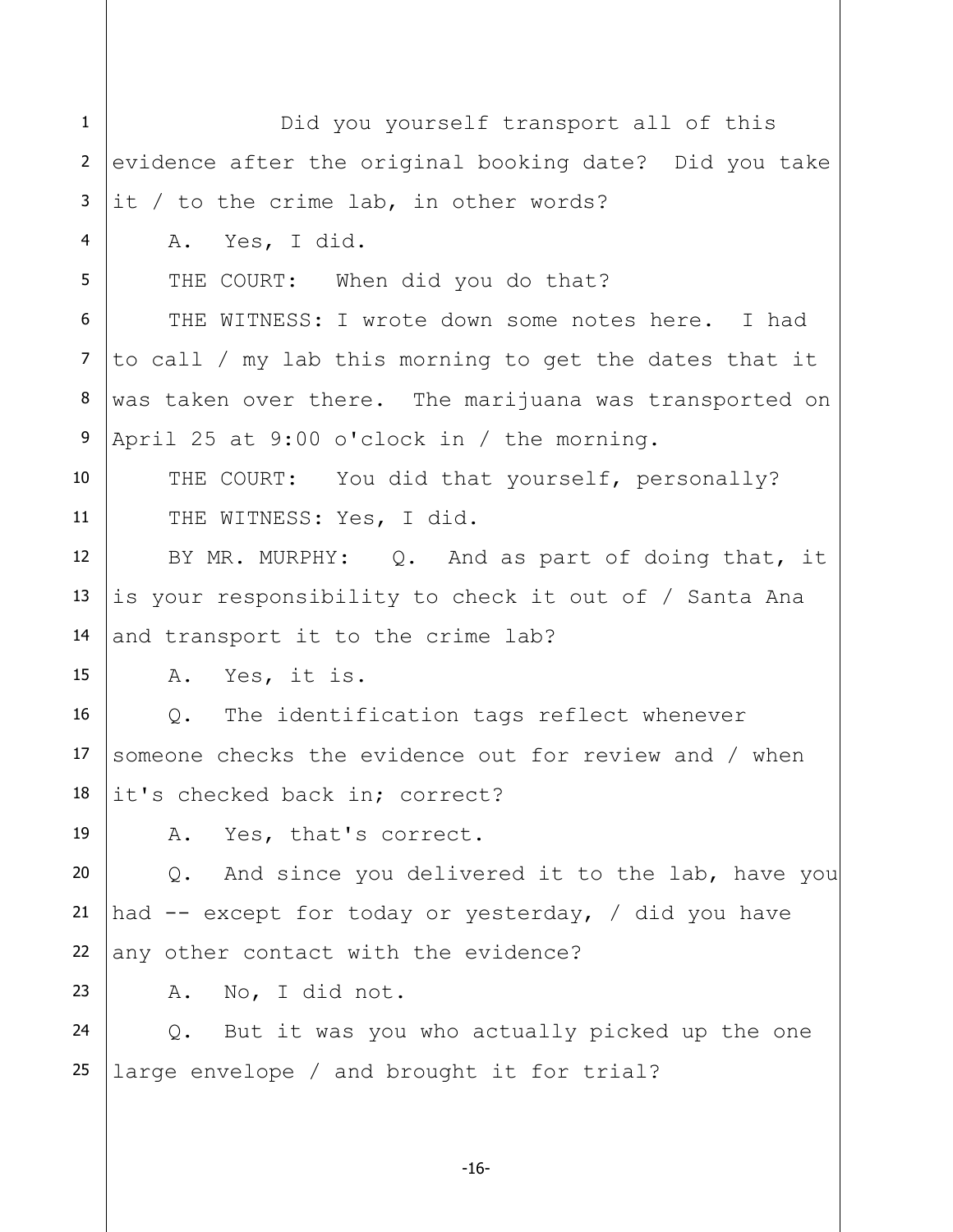Did you yourself transport all of this evidence after the original booking date? Did you take it / to the crime lab, in other words?

A. Yes, I did.

THE COURT: When did you do that?

THE WITNESS: I wrote down some notes here. I had to call / my lab this morning to get the dates that it was taken over there. The marijuana was transported on April 25 at 9:00 o'clock in / the morning.

THE COURT: You did that yourself, personally?

THE WITNESS: Yes, I did.

BY MR. MURPHY: Q. And as part of doing that, it is your responsibility to check it out of / Santa Ana and transport it to the crime lab?

A. Yes, it is.

Q. The identification tags reflect whenever someone checks the evidence out for review and / when it's checked back in; correct?

A. Yes, that's correct.

Q. And since you delivered it to the lab, have you had -- except for today or yesterday, / did you have any other contact with the evidence?

A. No, I did not.

Q. But it was you who actually picked up the one large envelope / and brought it for trial?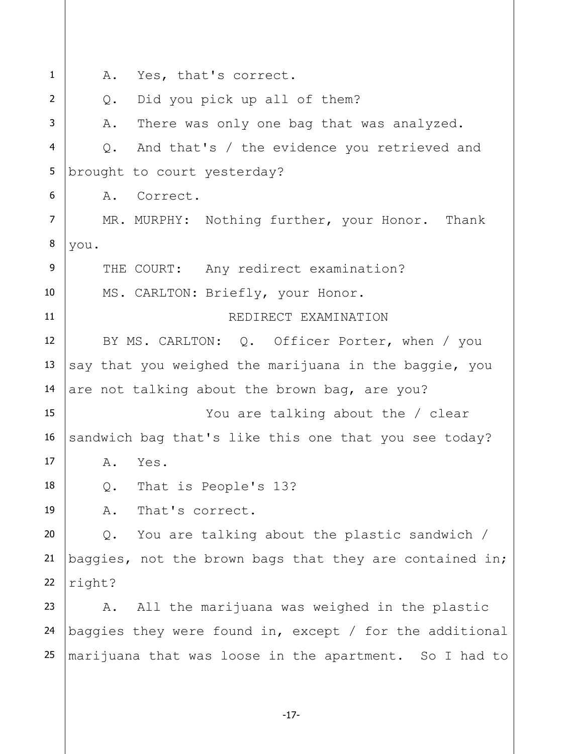A. Yes, that's correct.

Q. Did you pick up all of them?

A. There was only one bag that was analyzed.

Q. And that's / the evidence you retrieved and brought to court yesterday?

A. Correct.

MR. MURPHY: Nothing further, your Honor. Thank you.

THE COURT: Any redirect examination?

MS. CARLTON: Briefly, your Honor.

REDIRECT EXAMINATION

BY MS. CARLTON: Q. Officer Porter, when / you say that you weighed the marijuana in the baggie, you are not talking about the brown bag, are you?

You are talking about the / clear sandwich bag that's like this one that you see today?

A. Yes.

Q. That is People's 13?

A. That's correct.

Q. You are talking about the plastic sandwich / baggies, not the brown bags that they are contained in; right?

A. All the marijuana was weighed in the plastic baggies they were found in, except / for the additional marijuana that was loose in the apartment. So I had to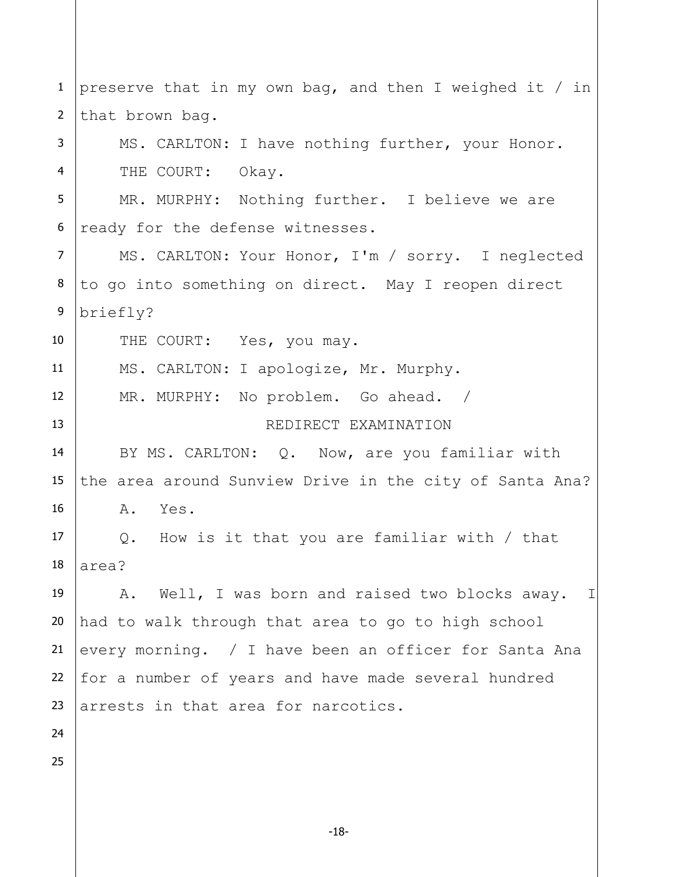preserve that in my own bag, and then I weighed it / in that brown bag.

MS. CARLTON: I have nothing further, your Honor.

THE COURT: Okay.

MR. MURPHY: Nothing further. I believe we are ready for the defense witnesses.

MS. CARLTON: Your Honor, I'm / sorry. I neglected to go into something on direct. May I reopen direct briefly?

THE COURT: Yes, you may.

MS. CARLTON: I apologize, Mr. Murphy.

MR. MURPHY: No problem. Go ahead. /

REDIRECT EXAMINATION

BY MS. CARLTON: Q. Now, are you familiar with the area around Sunview Drive in the city of Santa Ana?

A. Yes.

Q. How is it that you are familiar with / that area?

A. Well, I was born and raised two blocks away. I had to walk through that area to go to high school every morning. / I have been an officer for Santa Ana for a number of years and have made several hundred arrests in that area for narcotics.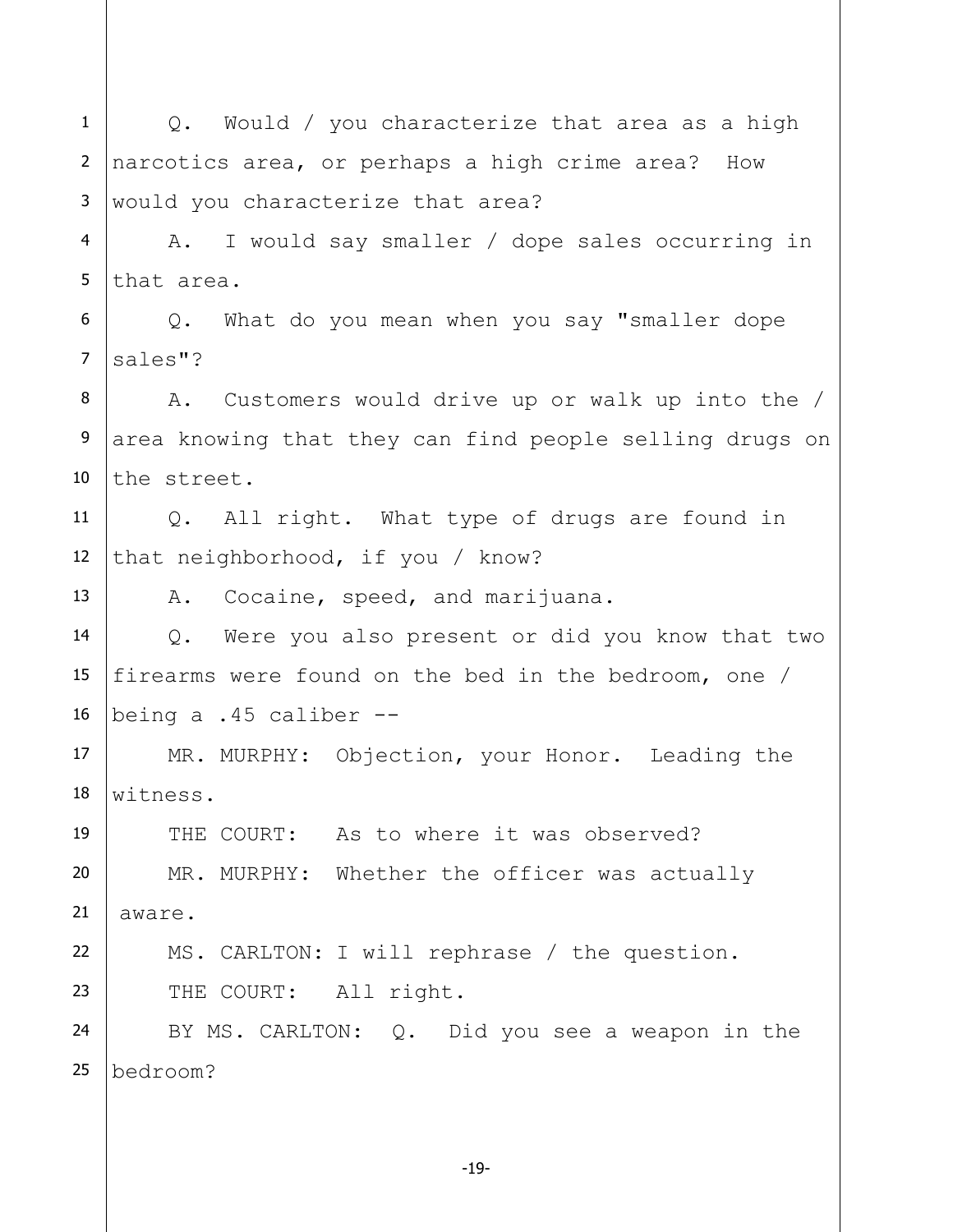Q. Would / you characterize that area as a high narcotics area, or perhaps a high crime area? How would you characterize that area?

A. I would say smaller / dope sales occurring in that area.

Q. What do you mean when you say "smaller dope sales"?

A. Customers would drive up or walk up into the / area knowing that they can find people selling drugs on the street.

Q. All right. What type of drugs are found in that neighborhood, if you / know?

A. Cocaine, speed, and marijuana.

Q. Were you also present or did you know that two firearms were found on the bed in the bedroom, one / being a .45 caliber --

MR. MURPHY: Objection, your Honor. Leading the witness.

THE COURT: As to where it was observed?

MR. MURPHY: Whether the officer was actually aware.

MS. CARLTON: I will rephrase / the question.

THE COURT: All right.

BY MS. CARLTON: Q. Did you see a weapon in the bedroom?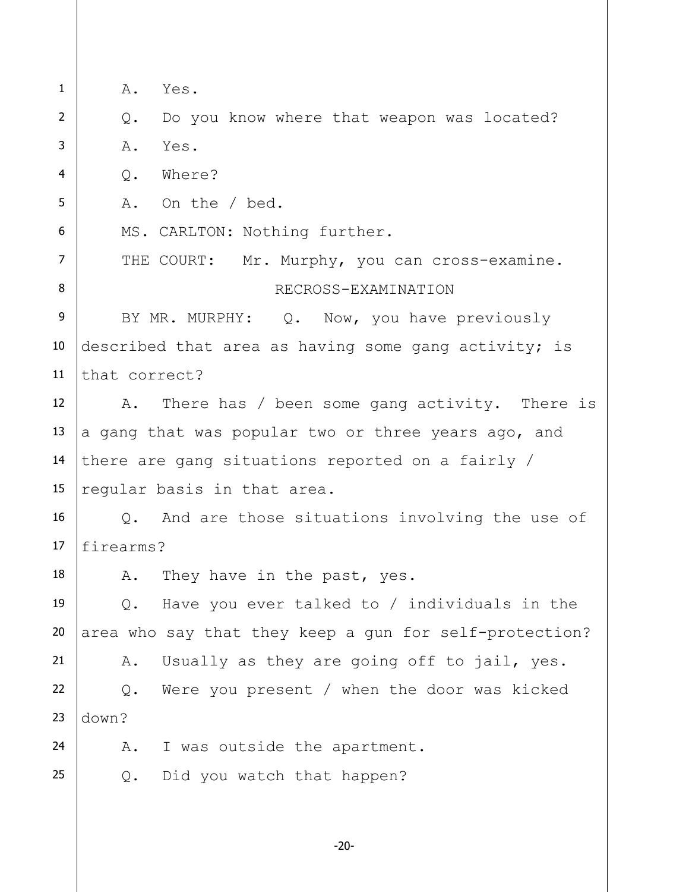A. Yes.

Q. Do you know where that weapon was located?

A. Yes.

Q. Where?

A. On the / bed.

MS. CARLTON: Nothing further.

THE COURT: Mr. Murphy, you can cross-examine.

RECROSS-EXAMINATION

BY MR. MURPHY: Q. Now, you have previously described that area as having some gang activity; is that correct?

A. There has / been some gang activity. There is a gang that was popular two or three years ago, and there are gang situations reported on a fairly / regular basis in that area.

Q. And are those situations involving the use of firearms?

A. They have in the past, yes.

Q. Have you ever talked to / individuals in the area who say that they keep a gun for self-protection?

A. Usually as they are going off to jail, yes.

Q. Were you present / when the door was kicked down?

A. I was outside the apartment.

Q. Did you watch that happen?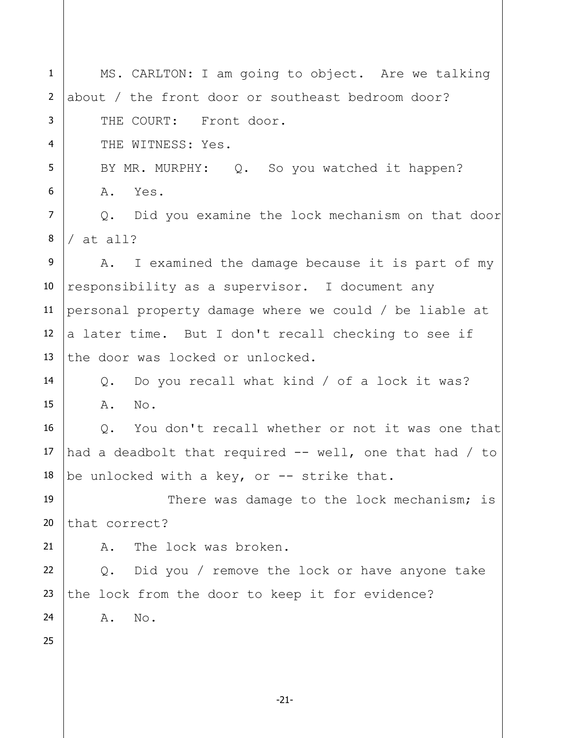MS. CARLTON: I am going to object. Are we talking about / the front door or southeast bedroom door?

THE COURT: Front door.

THE WITNESS: Yes.

BY MR. MURPHY: Q. So you watched it happen?

A. Yes.

Q. Did you examine the lock mechanism on that door / at all?

A. I examined the damage because it is part of my responsibility as a supervisor. I document any personal property damage where we could / be liable at a later time. But I don't recall checking to see if the door was locked or unlocked.

Q. Do you recall what kind / of a lock it was?

A. No.

Q. You don't recall whether or not it was one that had a deadbolt that required -- well, one that had / to be unlocked with a key, or -- strike that.

There was damage to the lock mechanism; is that correct?

A. The lock was broken.

Q. Did you / remove the lock or have anyone take the lock from the door to keep it for evidence?

A. No.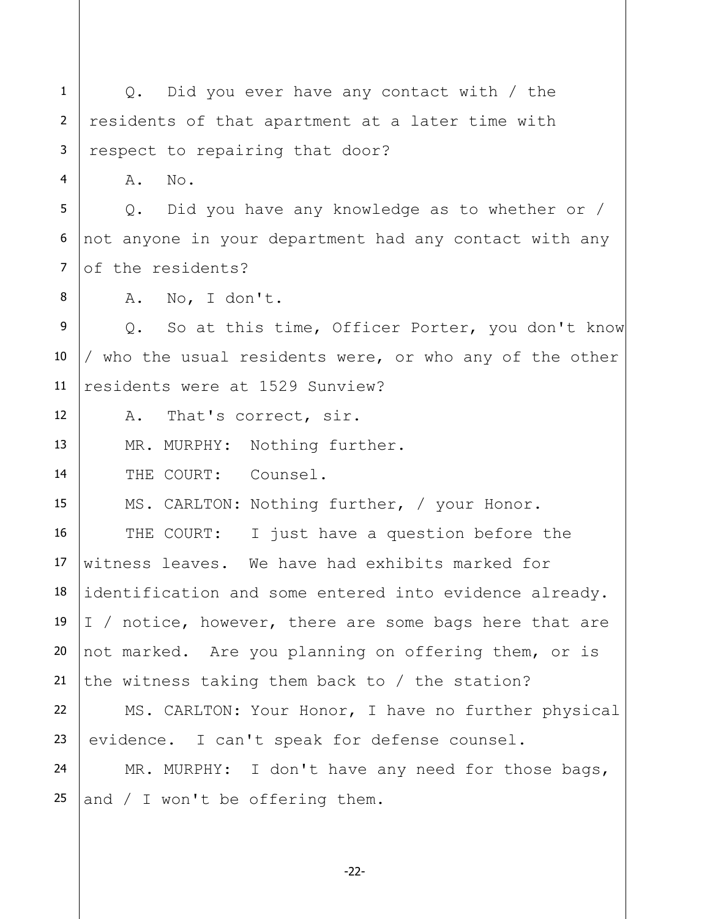Q. Did you ever have any contact with / the residents of that apartment at a later time with respect to repairing that door?

A. No.

Q. Did you have any knowledge as to whether or / not anyone in your department had any contact with any of the residents?

A. No, I don't.

Q. So at this time, Officer Porter, you don't know / who the usual residents were, or who any of the other residents were at 1529 Sunview?

A. That's correct, sir.

MR. MURPHY: Nothing further.

THE COURT: Counsel.

MS. CARLTON: Nothing further, / your Honor.

THE COURT: I just have a question before the witness leaves. We have had exhibits marked for identification and some entered into evidence already. I / notice, however, there are some bags here that are not marked. Are you planning on offering them, or is the witness taking them back to / the station?

MS. CARLTON: Your Honor, I have no further physical evidence. I can't speak for defense counsel.

MR. MURPHY: I don't have any need for those bags, and / I won't be offering them.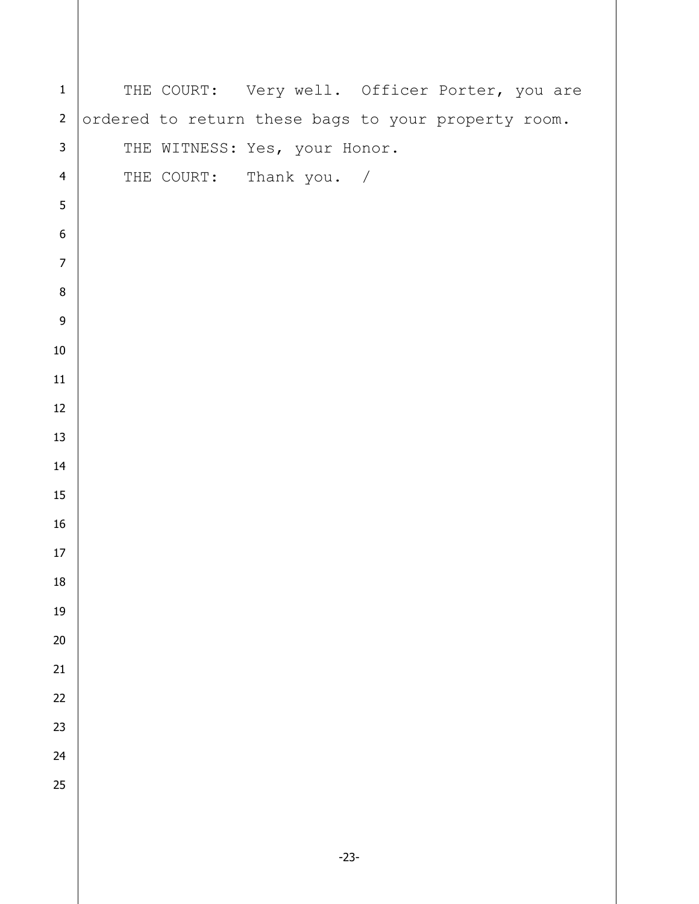THE COURT: Very well. Officer Porter, you are ordered to return these bags to your property room.

THE WITNESS: Yes, your Honor.

THE COURT: Thank you. /